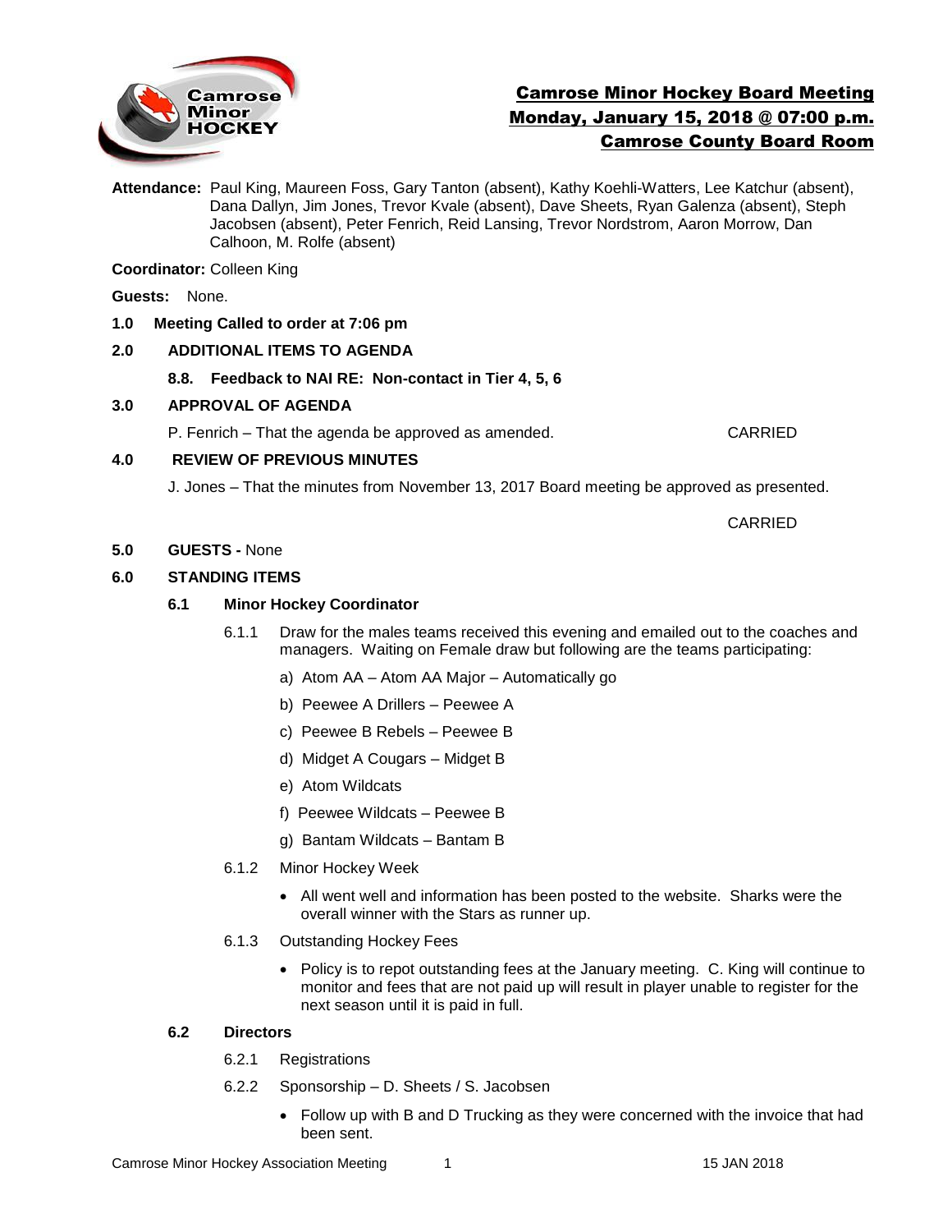# Camrose Minor Hockey Board Meeting
# Monday, January 15, 2018 @ 07:00 p.m.
# Camrose County Board Room

**Attendance:** Paul King, Maureen Foss, Gary Tanton (absent), Kathy Koehli-Watters, Lee Katchur (absent), Dana Dallyn, Jim Jones, Trevor Kvale (absent), Dave Sheets, Ryan Galenza (absent), Steph Jacobsen (absent), Peter Fenrich, Reid Lansing, Trevor Nordstrom, Aaron Morrow, Dan Calhoon, M. Rolfe (absent)

**Coordinator:** Colleen King

**Guests:** None.

**1.0 Meeting Called to order at 7:06 pm**

**2.0 ADDITIONAL ITEMS TO AGENDA**

**8.8. Feedback to NAI RE: Non-contact in Tier 4, 5, 6**

**3.0 APPROVAL OF AGENDA**

P. Fenrich – That the agenda be approved as amended. CARRIED

**4.0 REVIEW OF PREVIOUS MINUTES**

J. Jones – That the minutes from November 13, 2017 Board meeting be approved as presented.

CARRIED

**5.0 GUESTS -** None

**6.0 STANDING ITEMS**

**6.1 Minor Hockey Coordinator**

6.1.1 Draw for the males teams received this evening and emailed out to the coaches and managers. Waiting on Female draw but following are the teams participating:

a) Atom AA – Atom AA Major – Automatically go

b) Peewee A Drillers – Peewee A

c) Peewee B Rebels – Peewee B

d) Midget A Cougars – Midget B

e) Atom Wildcats

f) Peewee Wildcats – Peewee B

g) Bantam Wildcats – Bantam B

6.1.2 Minor Hockey Week

- All went well and information has been posted to the website. Sharks were the overall winner with the Stars as runner up.

6.1.3 Outstanding Hockey Fees

- Policy is to repot outstanding fees at the January meeting. C. King will continue to monitor and fees that are not paid up will result in player unable to register for the next season until it is paid in full.

**6.2 Directors**

6.2.1 Registrations

6.2.2 Sponsorship – D. Sheets / S. Jacobsen

- Follow up with B and D Trucking as they were concerned with the invoice that had been sent.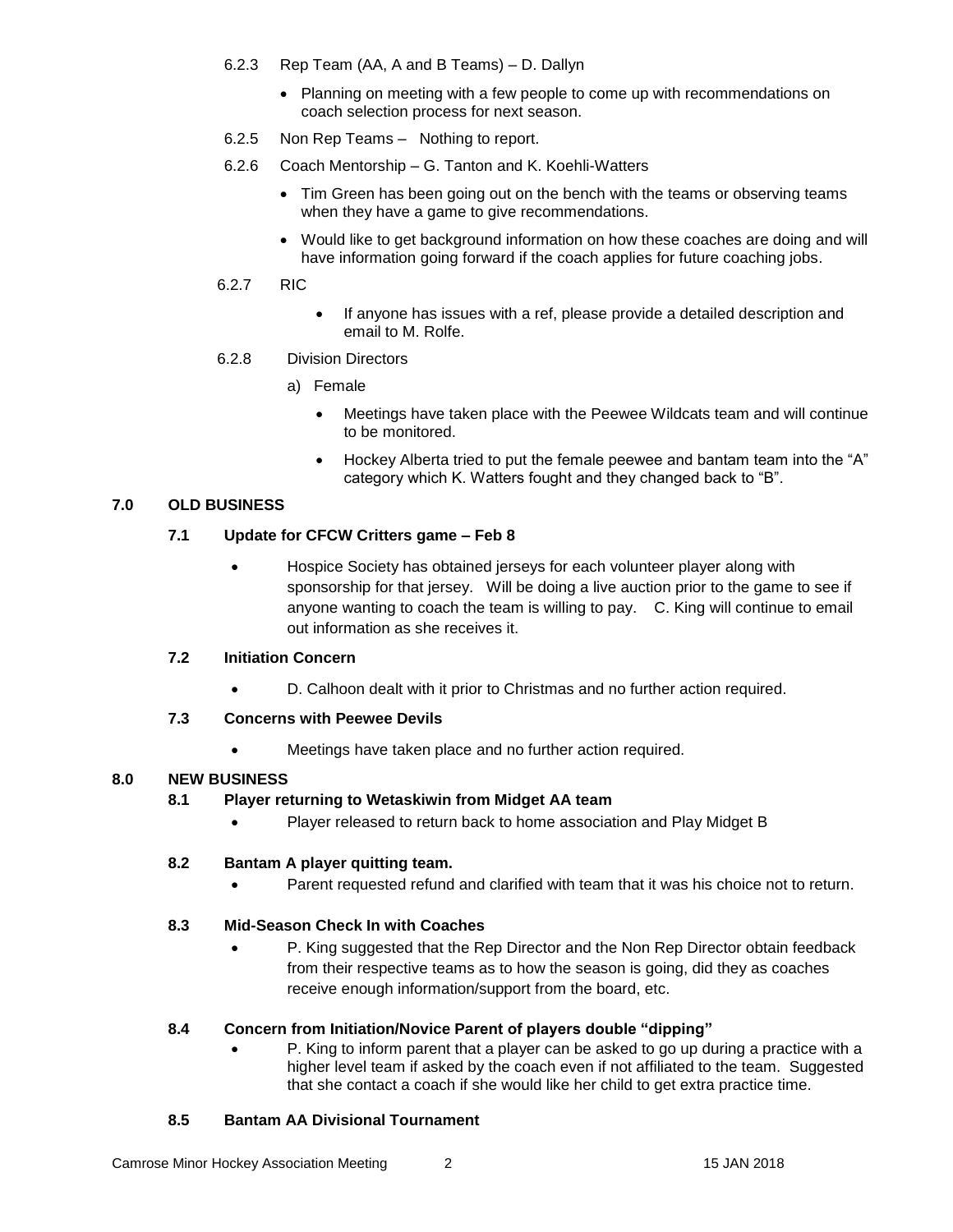6.2.3 Rep Team (AA, A and B Teams) – D. Dallyn

- Planning on meeting with a few people to come up with recommendations on coach selection process for next season.

6.2.5 Non Rep Teams – Nothing to report.

6.2.6 Coach Mentorship – G. Tanton and K. Koehli-Watters

- Tim Green has been going out on the bench with the teams or observing teams when they have a game to give recommendations.
- Would like to get background information on how these coaches are doing and will have information going forward if the coach applies for future coaching jobs.

6.2.7 RIC

- If anyone has issues with a ref, please provide a detailed description and email to M. Rolfe.

6.2.8 Division Directors

a) Female

- Meetings have taken place with the Peewee Wildcats team and will continue to be monitored.
- Hockey Alberta tried to put the female peewee and bantam team into the "A" category which K. Watters fought and they changed back to "B".

## 7.0 OLD BUSINESS

### 7.1 Update for CFCW Critters game – Feb 8

- Hospice Society has obtained jerseys for each volunteer player along with sponsorship for that jersey. Will be doing a live auction prior to the game to see if anyone wanting to coach the team is willing to pay. C. King will continue to email out information as she receives it.

### 7.2 Initiation Concern

- D. Calhoon dealt with it prior to Christmas and no further action required.

### 7.3 Concerns with Peewee Devils

- Meetings have taken place and no further action required.

## 8.0 NEW BUSINESS

### 8.1 Player returning to Wetaskiwin from Midget AA team

- Player released to return back to home association and Play Midget B

### 8.2 Bantam A player quitting team.

- Parent requested refund and clarified with team that it was his choice not to return.

### 8.3 Mid-Season Check In with Coaches

- P. King suggested that the Rep Director and the Non Rep Director obtain feedback from their respective teams as to how the season is going, did they as coaches receive enough information/support from the board, etc.

### 8.4 Concern from Initiation/Novice Parent of players double "dipping"

- P. King to inform parent that a player can be asked to go up during a practice with a higher level team if asked by the coach even if not affiliated to the team. Suggested that she contact a coach if she would like her child to get extra practice time.

### 8.5 Bantam AA Divisional Tournament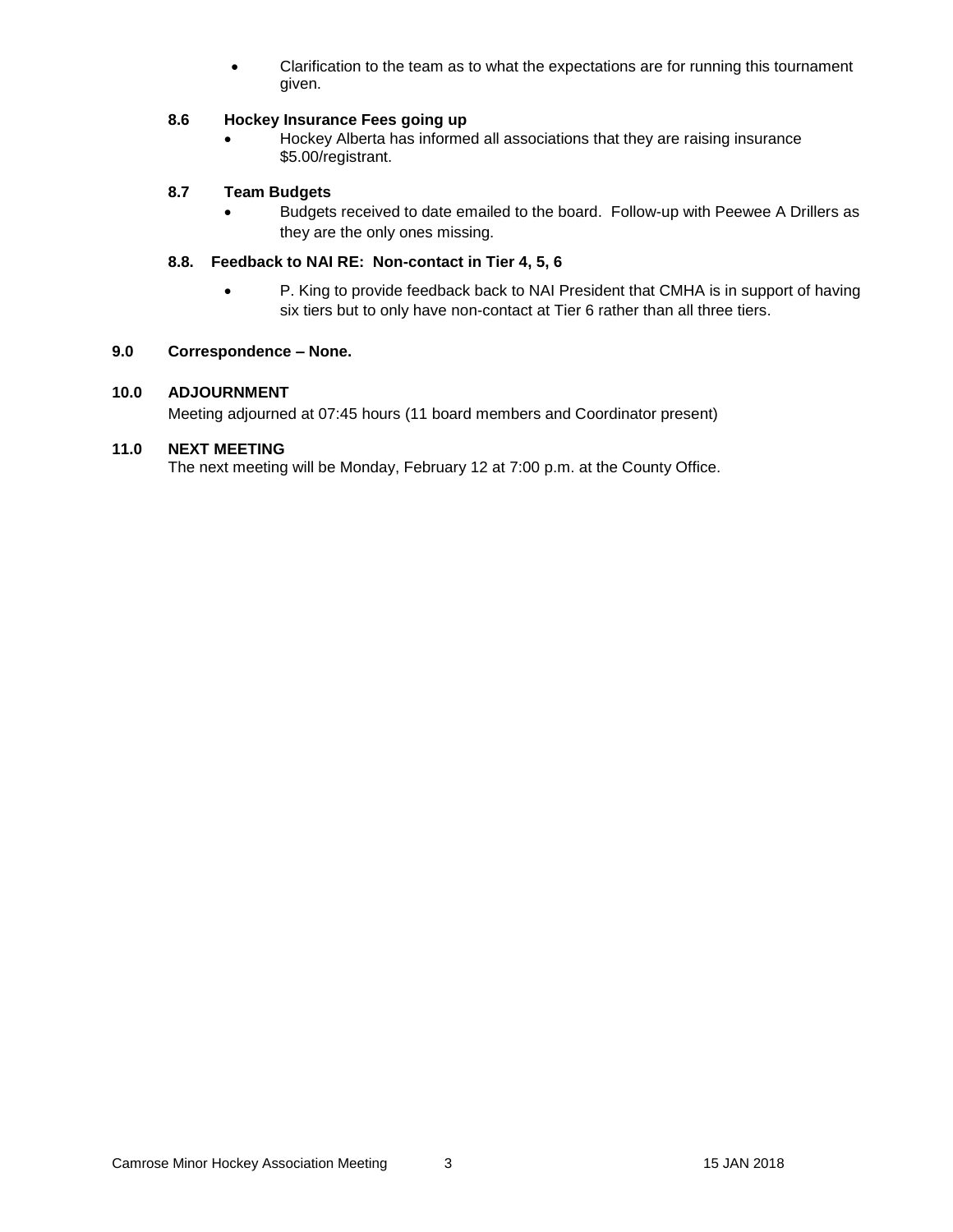- Clarification to the team as to what the expectations are for running this tournament given.

### 8.6 Hockey Insurance Fees going up

- Hockey Alberta has informed all associations that they are raising insurance $5.00/registrant.

### 8.7 Team Budgets

- Budgets received to date emailed to the board. Follow-up with Peewee A Drillers as they are the only ones missing.

### 8.8. Feedback to NAI RE: Non-contact in Tier 4, 5, 6

- P. King to provide feedback back to NAI President that CMHA is in support of having six tiers but to only have non-contact at Tier 6 rather than all three tiers.

## 9.0 Correspondence – None.

## 10.0 ADJOURNMENT

Meeting adjourned at 07:45 hours (11 board members and Coordinator present)

## 11.0 NEXT MEETING

The next meeting will be Monday, February 12 at 7:00 p.m. at the County Office.